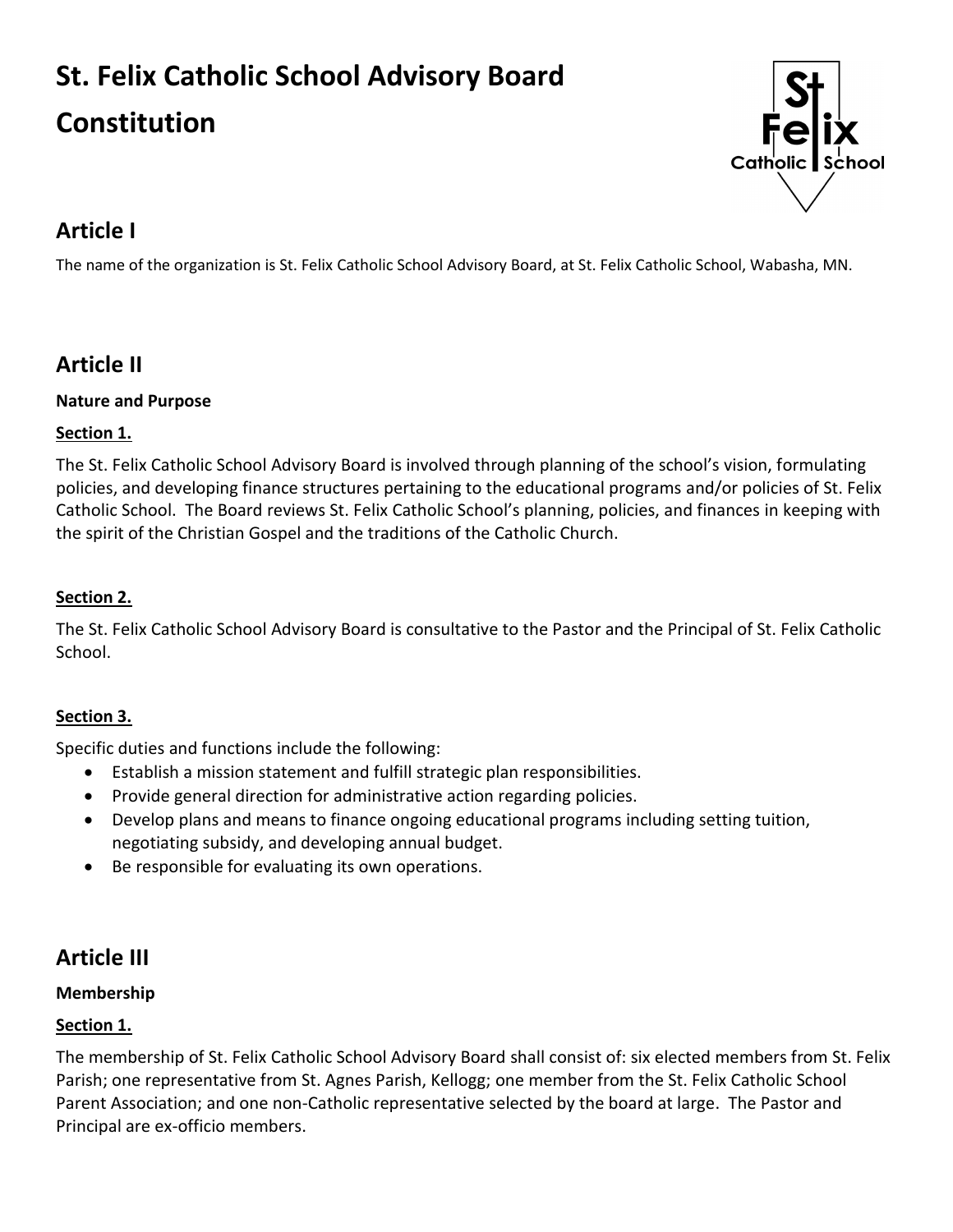# St. Felix Catholic School Advisory Board Constitution

## Article I

The name of the organization is St. Felix Catholic School Advisory Board, at St. Felix Catholic School, Wabasha, MN.

## Article II

**Nature and Purpose**

**Section 1.**

The St. Felix Catholic School Advisory Board is involved through planning of the school's vision, formulating policies, and developing finance structures pertaining to the educational programs and/or policies of St. Felix Catholic School. The Board reviews St. Felix Catholic School's planning, policies, and finances in keeping with the spirit of the Christian Gospel and the traditions of the Catholic Church.

**Section 2.**

The St. Felix Catholic School Advisory Board is consultative to the Pastor and the Principal of St. Felix Catholic School.

**Section 3.**

Specific duties and functions include the following:

- Establish a mission statement and fulfill strategic plan responsibilities.
- Provide general direction for administrative action regarding policies.
- Develop plans and means to finance ongoing educational programs including setting tuition, negotiating subsidy, and developing annual budget.
- Be responsible for evaluating its own operations.

## Article III

**Membership**

**Section 1.**

The membership of St. Felix Catholic School Advisory Board shall consist of: six elected members from St. Felix Parish; one representative from St. Agnes Parish, Kellogg; one member from the St. Felix Catholic School Parent Association; and one non-Catholic representative selected by the board at large. The Pastor and Principal are ex-officio members.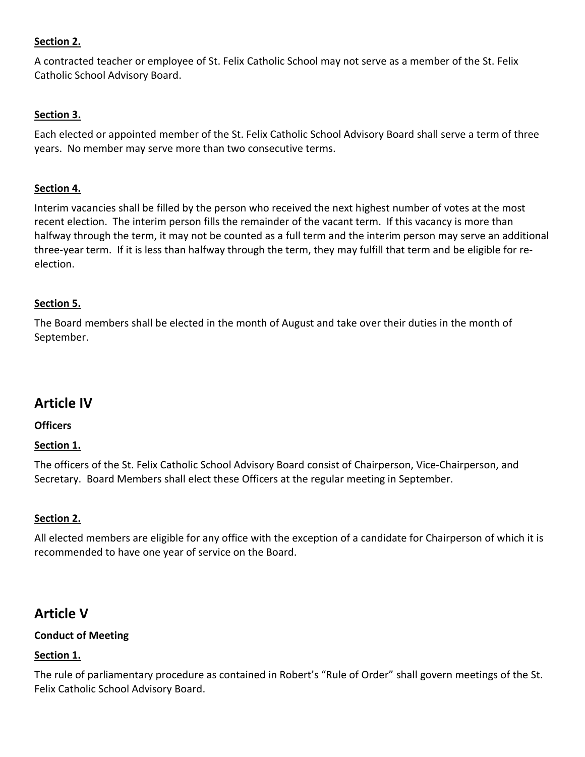**Section 2.**

A contracted teacher or employee of St. Felix Catholic School may not serve as a member of the St. Felix Catholic School Advisory Board.

**Section 3.**

Each elected or appointed member of the St. Felix Catholic School Advisory Board shall serve a term of three years. No member may serve more than two consecutive terms.

**Section 4.**

Interim vacancies shall be filled by the person who received the next highest number of votes at the most recent election. The interim person fills the remainder of the vacant term. If this vacancy is more than halfway through the term, it may not be counted as a full term and the interim person may serve an additional three-year term. If it is less than halfway through the term, they may fulfill that term and be eligible for re-election.

**Section 5.**

The Board members shall be elected in the month of August and take over their duties in the month of September.

## Article IV

**Officers**

**Section 1.**

The officers of the St. Felix Catholic School Advisory Board consist of Chairperson, Vice-Chairperson, and Secretary. Board Members shall elect these Officers at the regular meeting in September.

**Section 2.**

All elected members are eligible for any office with the exception of a candidate for Chairperson of which it is recommended to have one year of service on the Board.

## Article V

**Conduct of Meeting**

**Section 1.**

The rule of parliamentary procedure as contained in Robert's "Rule of Order" shall govern meetings of the St. Felix Catholic School Advisory Board.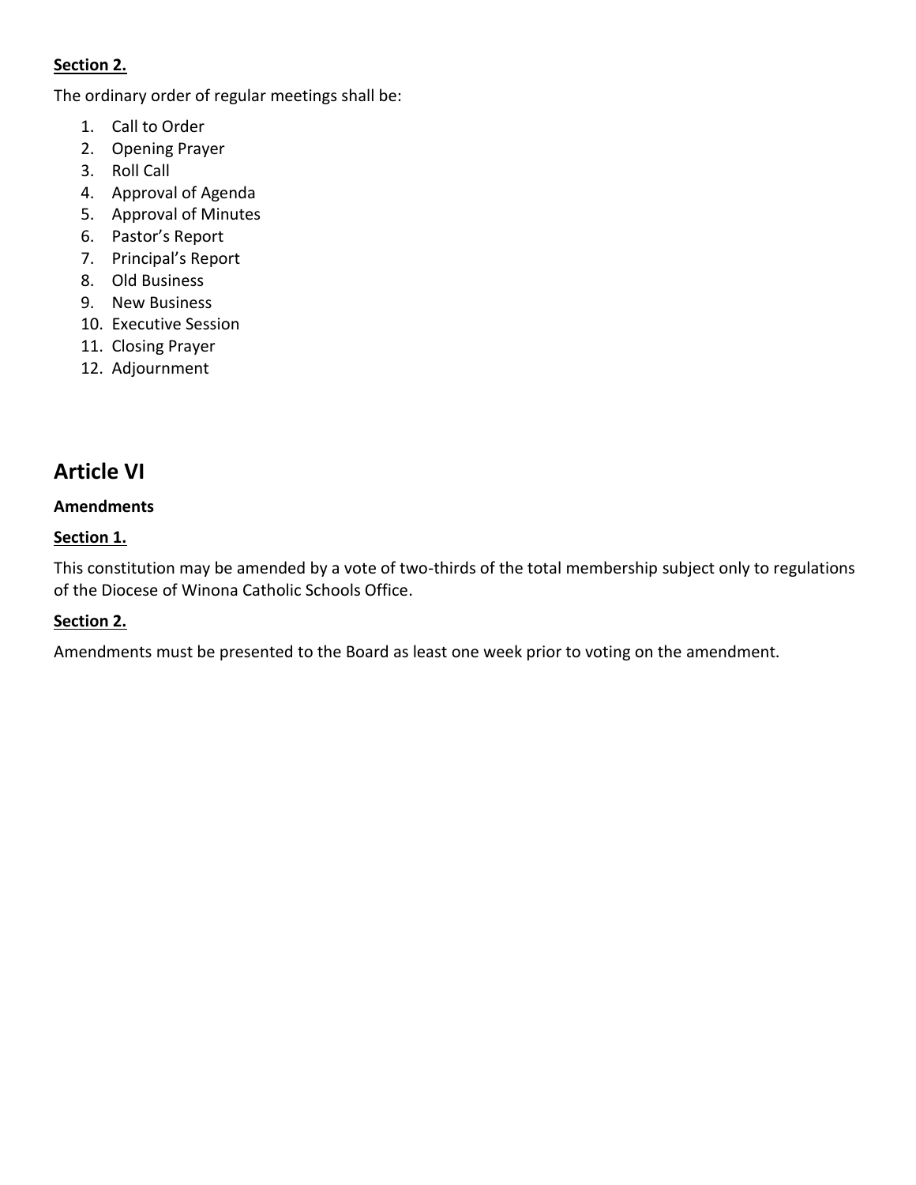**Section 2.**

The ordinary order of regular meetings shall be:

1. Call to Order
2. Opening Prayer
3. Roll Call
4. Approval of Agenda
5. Approval of Minutes
6. Pastor's Report
7. Principal's Report
8. Old Business
9. New Business
10. Executive Session
11. Closing Prayer
12. Adjournment

## Article VI

**Amendments**

**Section 1.**

This constitution may be amended by a vote of two-thirds of the total membership subject only to regulations of the Diocese of Winona Catholic Schools Office.

**Section 2.**

Amendments must be presented to the Board as least one week prior to voting on the amendment.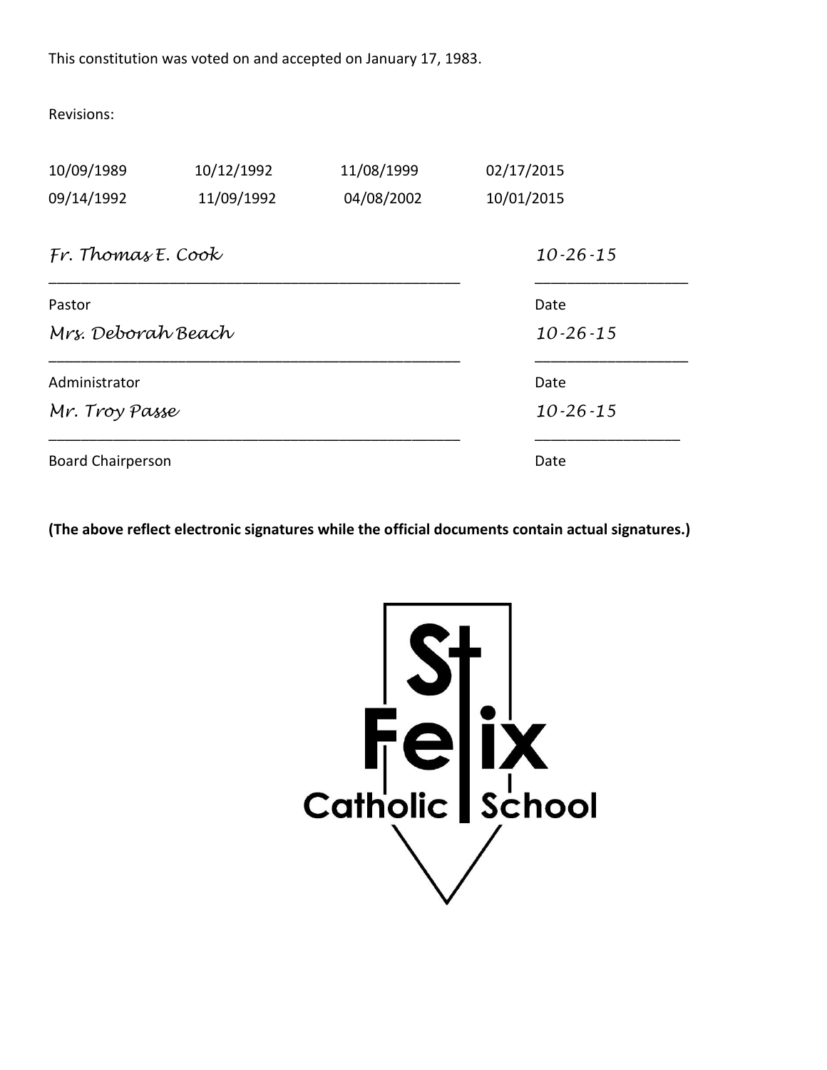This constitution was voted on and accepted on January 17, 1983.

Revisions:

| | | | |
|---|---|---|---|
| 10/09/1989 | 10/12/1992 | 11/08/1999 | 02/17/2015 |
| 09/14/1992 | 11/09/1992 | 04/08/2002 | 10/01/2015 |

*Fr. Thomas E. Cook* — *10-26-15*

\_\_\_\_\_\_\_\_\_\_\_\_\_\_\_\_\_\_\_\_\_\_\_\_\_\_\_\_\_\_\_\_\_\_\_\_\_\_\_\_ \_\_\_\_\_\_\_\_\_\_\_\_\_\_\_\_\_\_

Pastor — Date

*Mrs. Deborah Beach* — *10-26-15*

\_\_\_\_\_\_\_\_\_\_\_\_\_\_\_\_\_\_\_\_\_\_\_\_\_\_\_\_\_\_\_\_\_\_\_\_\_\_\_\_ \_\_\_\_\_\_\_\_\_\_\_\_\_\_\_\_\_\_

Administrator — Date

*Mr. Troy Passe* — *10-26-15*

\_\_\_\_\_\_\_\_\_\_\_\_\_\_\_\_\_\_\_\_\_\_\_\_\_\_\_\_\_\_\_\_\_\_\_\_\_\_\_\_ \_\_\_\_\_\_\_\_\_\_\_\_\_\_\_\_\_\_

Board Chairperson — Date

**(The above reflect electronic signatures while the official documents contain actual signatures.)**

St Felix Catholic School